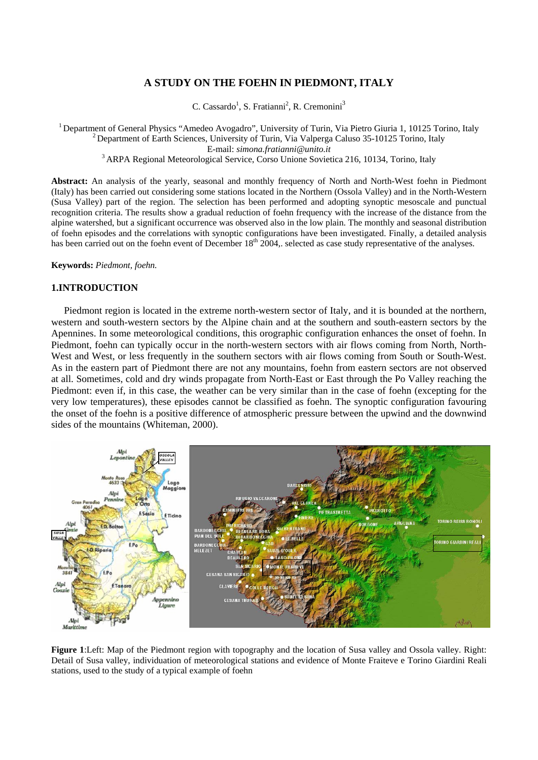# A STUDY ON THE FOEHN IN PIEDMONT, ITALY

C. Cassardo[1], S. Fratianni[2], R. Cremonini[3]

[1] Department of General Physics "Amedeo Avogadro", University of Turin, Via Pietro Giuria 1, 10125 Torino, Italy
[2] Department of Earth Sciences, University of Turin, Via Valperga Caluso 35-10125 Torino, Italy
E-mail: *simona.fratianni@unito.it*
[3] ARPA Regional Meteorological Service, Corso Unione Sovietica 216, 10134, Torino, Italy

**Abstract:** An analysis of the yearly, seasonal and monthly frequency of North and North-West foehn in Piedmont (Italy) has been carried out considering some stations located in the Northern (Ossola Valley) and in the North-Western (Susa Valley) part of the region. The selection has been performed and adopting synoptic mesoscale and punctual recognition criteria. The results show a gradual reduction of foehn frequency with the increase of the distance from the alpine watershed, but a significant occurrence was observed also in the low plain. The monthly and seasonal distribution of foehn episodes and the correlations with synoptic configurations have been investigated. Finally, a detailed analysis has been carried out on the foehn event of December 18$^{th}$ 2004,. selected as case study representative of the analyses.

**Keywords:** *Piedmont, foehn.*

## 1.INTRODUCTION

Piedmont region is located in the extreme north-western sector of Italy, and it is bounded at the northern, western and south-western sectors by the Alpine chain and at the southern and south-eastern sectors by the Apennines. In some meteorological conditions, this orographic configuration enhances the onset of foehn. In Piedmont, foehn can typically occur in the north-western sectors with air flows coming from North, North-West and West, or less frequently in the southern sectors with air flows coming from South or South-West. As in the eastern part of Piedmont there are not any mountains, foehn from eastern sectors are not observed at all. Sometimes, cold and dry winds propagate from North-East or East through the Po Valley reaching the Piedmont: even if, in this case, the weather can be very similar than in the case of foehn (excepting for the very low temperatures), these episodes cannot be classified as foehn. The synoptic configuration favouring the onset of the foehn is a positive difference of atmospheric pressure between the upwind and the downwind sides of the mountains (Whiteman, 2000).

**Figure 1**:Left: Map of the Piedmont region with topography and the location of Susa valley and Ossola valley. Right: Detail of Susa valley, individuation of meteorological stations and evidence of Monte Fraiteve e Torino Giardini Reali stations, used to the study of a typical example of foehn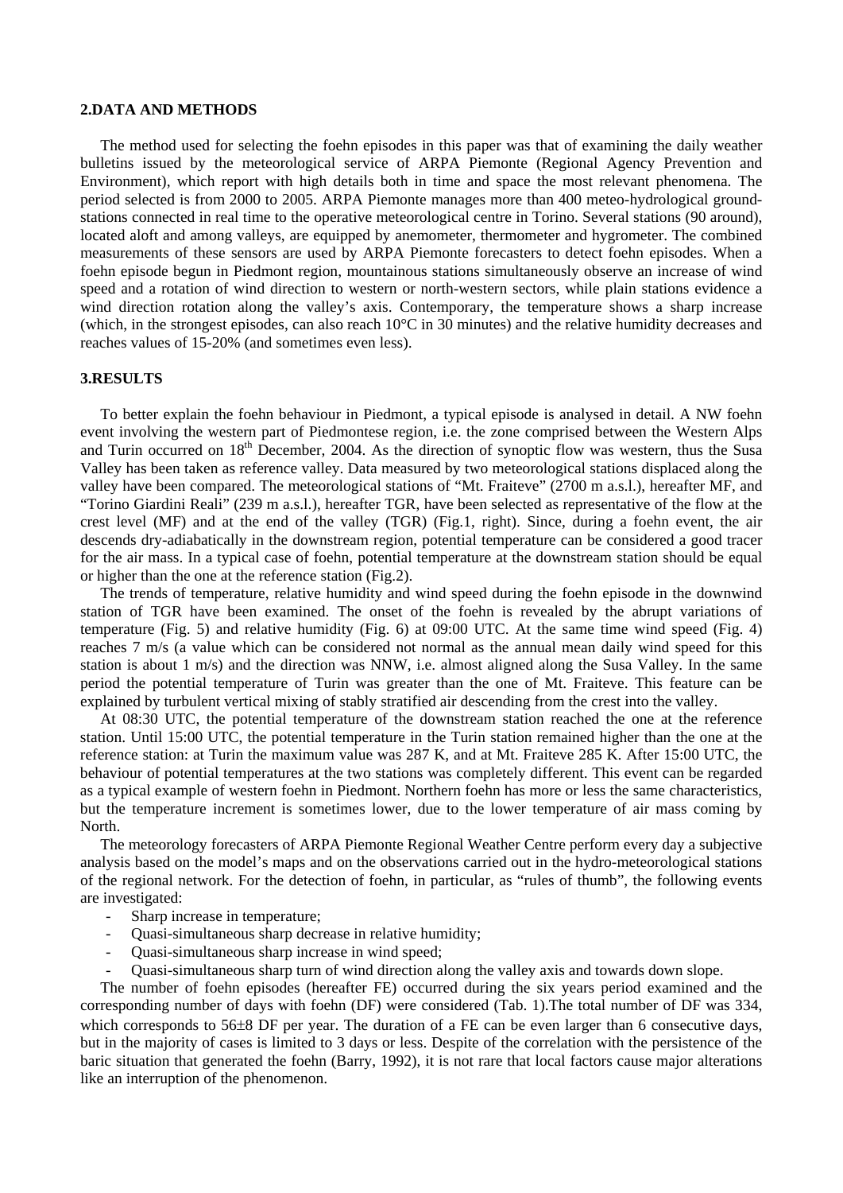## 2.DATA AND METHODS

The method used for selecting the foehn episodes in this paper was that of examining the daily weather bulletins issued by the meteorological service of ARPA Piemonte (Regional Agency Prevention and Environment), which report with high details both in time and space the most relevant phenomena. The period selected is from 2000 to 2005. ARPA Piemonte manages more than 400 meteo-hydrological ground-stations connected in real time to the operative meteorological centre in Torino. Several stations (90 around), located aloft and among valleys, are equipped by anemometer, thermometer and hygrometer. The combined measurements of these sensors are used by ARPA Piemonte forecasters to detect foehn episodes. When a foehn episode begun in Piedmont region, mountainous stations simultaneously observe an increase of wind speed and a rotation of wind direction to western or north-western sectors, while plain stations evidence a wind direction rotation along the valley's axis. Contemporary, the temperature shows a sharp increase (which, in the strongest episodes, can also reach 10°C in 30 minutes) and the relative humidity decreases and reaches values of 15-20% (and sometimes even less).

## 3.RESULTS

To better explain the foehn behaviour in Piedmont, a typical episode is analysed in detail. A NW foehn event involving the western part of Piedmontese region, i.e. the zone comprised between the Western Alps and Turin occurred on 18th December, 2004. As the direction of synoptic flow was western, thus the Susa Valley has been taken as reference valley. Data measured by two meteorological stations displaced along the valley have been compared. The meteorological stations of "Mt. Fraiteve" (2700 m a.s.l.), hereafter MF, and "Torino Giardini Reali" (239 m a.s.l.), hereafter TGR, have been selected as representative of the flow at the crest level (MF) and at the end of the valley (TGR) (Fig.1, right). Since, during a foehn event, the air descends dry-adiabatically in the downstream region, potential temperature can be considered a good tracer for the air mass. In a typical case of foehn, potential temperature at the downstream station should be equal or higher than the one at the reference station (Fig.2).

The trends of temperature, relative humidity and wind speed during the foehn episode in the downwind station of TGR have been examined. The onset of the foehn is revealed by the abrupt variations of temperature (Fig. 5) and relative humidity (Fig. 6) at 09:00 UTC. At the same time wind speed (Fig. 4) reaches 7 m/s (a value which can be considered not normal as the annual mean daily wind speed for this station is about 1 m/s) and the direction was NNW, i.e. almost aligned along the Susa Valley. In the same period the potential temperature of Turin was greater than the one of Mt. Fraiteve. This feature can be explained by turbulent vertical mixing of stably stratified air descending from the crest into the valley.

At 08:30 UTC, the potential temperature of the downstream station reached the one at the reference station. Until 15:00 UTC, the potential temperature in the Turin station remained higher than the one at the reference station: at Turin the maximum value was 287 K, and at Mt. Fraiteve 285 K. After 15:00 UTC, the behaviour of potential temperatures at the two stations was completely different. This event can be regarded as a typical example of western foehn in Piedmont. Northern foehn has more or less the same characteristics, but the temperature increment is sometimes lower, due to the lower temperature of air mass coming by North.

The meteorology forecasters of ARPA Piemonte Regional Weather Centre perform every day a subjective analysis based on the model's maps and on the observations carried out in the hydro-meteorological stations of the regional network. For the detection of foehn, in particular, as "rules of thumb", the following events are investigated:

- Sharp increase in temperature;
- Quasi-simultaneous sharp decrease in relative humidity;
- Quasi-simultaneous sharp increase in wind speed;
- Quasi-simultaneous sharp turn of wind direction along the valley axis and towards down slope.

The number of foehn episodes (hereafter FE) occurred during the six years period examined and the corresponding number of days with foehn (DF) were considered (Tab. 1).The total number of DF was 334, which corresponds to 56±8 DF per year. The duration of a FE can be even larger than 6 consecutive days, but in the majority of cases is limited to 3 days or less. Despite of the correlation with the persistence of the baric situation that generated the foehn (Barry, 1992), it is not rare that local factors cause major alterations like an interruption of the phenomenon.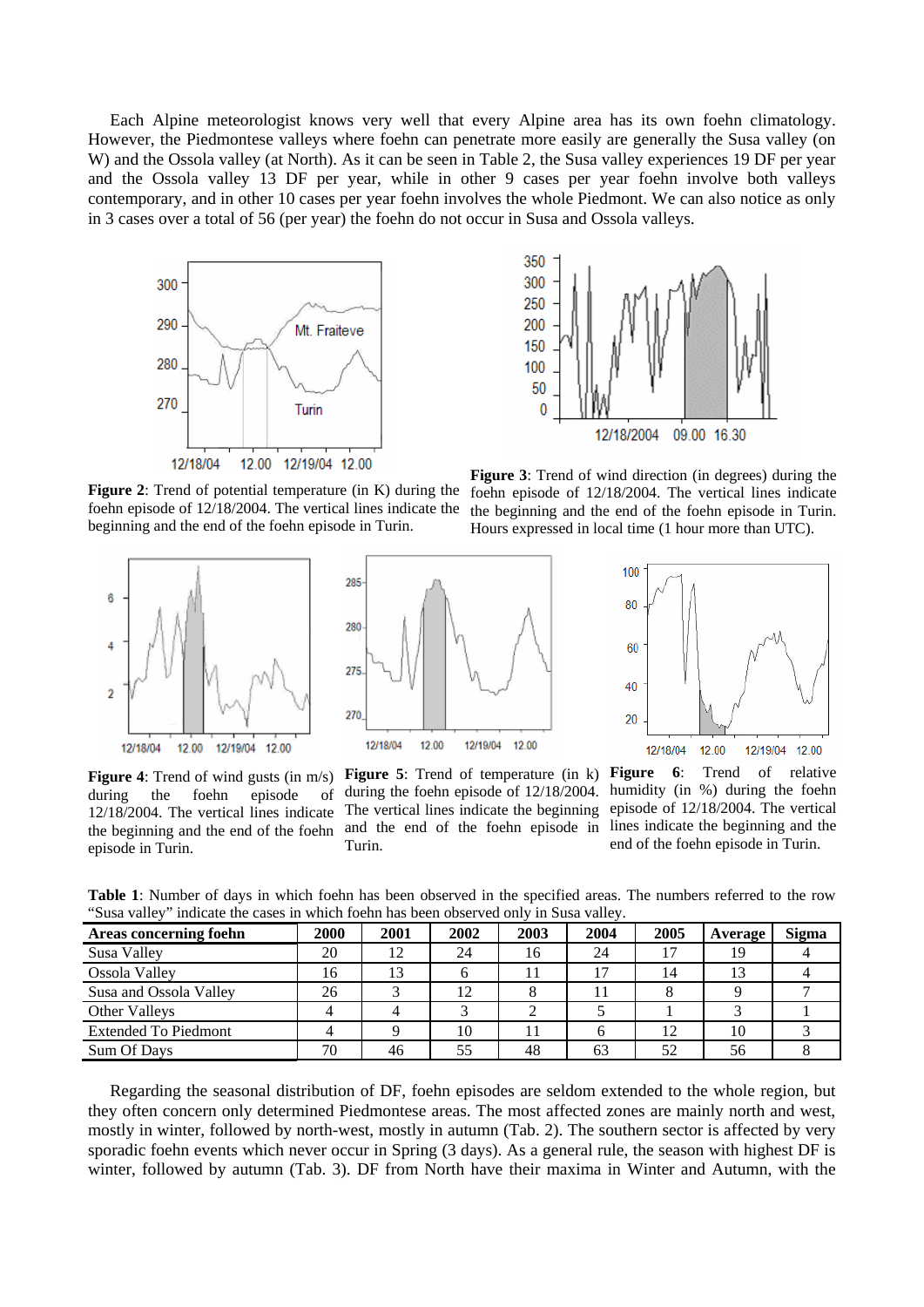Each Alpine meteorologist knows very well that every Alpine area has its own foehn climatology. However, the Piedmontese valleys where foehn can penetrate more easily are generally the Susa valley (on W) and the Ossola valley (at North). As it can be seen in Table 2, the Susa valley experiences 19 DF per year and the Ossola valley 13 DF per year, while in other 9 cases per year foehn involve both valleys contemporary, and in other 10 cases per year foehn involves the whole Piedmont. We can also notice as only in 3 cases over a total of 56 (per year) the foehn do not occur in Susa and Ossola valleys.

**Figure 2**: Trend of potential temperature (in K) during the foehn episode of 12/18/2004. The vertical lines indicate the beginning and the end of the foehn episode in Turin.

**Figure 3**: Trend of wind direction (in degrees) during the foehn episode of 12/18/2004. The vertical lines indicate the beginning and the end of the foehn episode in Turin. Hours expressed in local time (1 hour more than UTC).

**Figure 4**: Trend of wind gusts (in m/s) during the foehn episode of 12/18/2004. The vertical lines indicate the beginning and the end of the foehn episode in Turin.

**Figure 5**: Trend of temperature (in k) during the foehn episode of 12/18/2004. The vertical lines indicate the beginning and the end of the foehn episode in Turin.

**Figure 6**: Trend of relative humidity (in %) during the foehn episode of 12/18/2004. The vertical lines indicate the beginning and the end of the foehn episode in Turin.

**Table 1**: Number of days in which foehn has been observed in the specified areas. The numbers referred to the row "Susa valley" indicate the cases in which foehn has been observed only in Susa valley.

| Areas concerning foehn | 2000 | 2001 | 2002 | 2003 | 2004 | 2005 | Average | Sigma |
|---|---|---|---|---|---|---|---|---|
| Susa Valley | 20 | 12 | 24 | 16 | 24 | 17 | 19 | 4 |
| Ossola Valley | 16 | 13 | 6 | 11 | 17 | 14 | 13 | 4 |
| Susa and Ossola Valley | 26 | 3 | 12 | 8 | 11 | 8 | 9 | 7 |
| Other Valleys | 4 | 4 | 3 | 2 | 5 | 1 | 3 | 1 |
| Extended To Piedmont | 4 | 9 | 10 | 11 | 6 | 12 | 10 | 3 |
| Sum Of Days | 70 | 46 | 55 | 48 | 63 | 52 | 56 | 8 |

Regarding the seasonal distribution of DF, foehn episodes are seldom extended to the whole region, but they often concern only determined Piedmontese areas. The most affected zones are mainly north and west, mostly in winter, followed by north-west, mostly in autumn (Tab. 2). The southern sector is affected by very sporadic foehn events which never occur in Spring (3 days). As a general rule, the season with highest DF is winter, followed by autumn (Tab. 3). DF from North have their maxima in Winter and Autumn, with the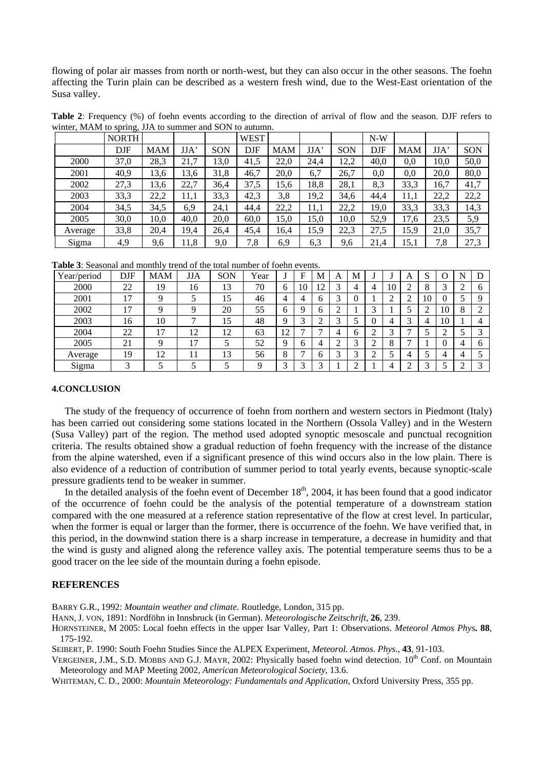flowing of polar air masses from north or north-west, but they can also occur in the other seasons. The foehn affecting the Turin plain can be described as a western fresh wind, due to the West-East orientation of the Susa valley.

**Table 2**: Frequency (%) of foehn events according to the direction of arrival of flow and the season. DJF refers to winter, MAM to spring, JJA to summer and SON to autumn.

| | NORTH | | | | WEST | | | | N-W | | | |
|---|---|---|---|---|---|---|---|---|---|---|---|---|
| | DJF | MAM | JJA' | SON | DJF | MAM | JJA' | SON | DJF | MAM | JJA' | SON |
| 2000 | 37,0 | 28,3 | 21,7 | 13,0 | 41,5 | 22,0 | 24,4 | 12,2 | 40,0 | 0,0 | 10,0 | 50,0 |
| 2001 | 40,9 | 13,6 | 13,6 | 31,8 | 46,7 | 20,0 | 6,7 | 26,7 | 0,0 | 0,0 | 20,0 | 80,0 |
| 2002 | 27,3 | 13,6 | 22,7 | 36,4 | 37,5 | 15,6 | 18,8 | 28,1 | 8,3 | 33,3 | 16,7 | 41,7 |
| 2003 | 33,3 | 22,2 | 11,1 | 33,3 | 42,3 | 3,8 | 19,2 | 34,6 | 44,4 | 11,1 | 22,2 | 22,2 |
| 2004 | 34,5 | 34,5 | 6,9 | 24,1 | 44,4 | 22,2 | 11,1 | 22,2 | 19,0 | 33,3 | 33,3 | 14,3 |
| 2005 | 30,0 | 10,0 | 40,0 | 20,0 | 60,0 | 15,0 | 15,0 | 10,0 | 52,9 | 17,6 | 23,5 | 5,9 |
| Average | 33,8 | 20,4 | 19,4 | 26,4 | 45,4 | 16,4 | 15,9 | 22,3 | 27,5 | 15,9 | 21,0 | 35,7 |
| Sigma | 4,9 | 9,6 | 11,8 | 9,0 | 7,8 | 6,9 | 6,3 | 9,6 | 21,4 | 15,1 | 7,8 | 27,3 |

**Table 3**: Seasonal and monthly trend of the total number of foehn events.

| Year/period | DJF | MAM | JJA | SON | Year | J | F | M | A | M | J | J | A | S | O | N | D |
|---|---|---|---|---|---|---|---|---|---|---|---|---|---|---|---|---|---|
| 2000 | 22 | 19 | 16 | 13 | 70 | 6 | 10 | 12 | 3 | 4 | 4 | 10 | 2 | 8 | 3 | 2 | 6 |
| 2001 | 17 | 9 | 5 | 15 | 46 | 4 | 4 | 6 | 3 | 0 | 1 | 2 | 2 | 10 | 0 | 5 | 9 |
| 2002 | 17 | 9 | 9 | 20 | 55 | 6 | 9 | 6 | 2 | 1 | 3 | 1 | 5 | 2 | 10 | 8 | 2 |
| 2003 | 16 | 10 | 7 | 15 | 48 | 9 | 3 | 2 | 3 | 5 | 0 | 4 | 3 | 4 | 10 | 1 | 4 |
| 2004 | 22 | 17 | 12 | 12 | 63 | 12 | 7 | 7 | 4 | 6 | 2 | 3 | 7 | 5 | 2 | 5 | 3 |
| 2005 | 21 | 9 | 17 | 5 | 52 | 9 | 6 | 4 | 2 | 3 | 2 | 8 | 7 | 1 | 0 | 4 | 6 |
| Average | 19 | 12 | 11 | 13 | 56 | 8 | 7 | 6 | 3 | 3 | 2 | 5 | 4 | 5 | 4 | 4 | 5 |
| Sigma | 3 | 5 | 5 | 5 | 9 | 3 | 3 | 3 | 1 | 2 | 1 | 4 | 2 | 3 | 5 | 2 | 3 |

## 4.CONCLUSION

The study of the frequency of occurrence of foehn from northern and western sectors in Piedmont (Italy) has been carried out considering some stations located in the Northern (Ossola Valley) and in the Western (Susa Valley) part of the region. The method used adopted synoptic mesoscale and punctual recognition criteria. The results obtained show a gradual reduction of foehn frequency with the increase of the distance from the alpine watershed, even if a significant presence of this wind occurs also in the low plain. There is also evidence of a reduction of contribution of summer period to total yearly events, because synoptic-scale pressure gradients tend to be weaker in summer.

In the detailed analysis of the foehn event of December 18th, 2004, it has been found that a good indicator of the occurrence of foehn could be the analysis of the potential temperature of a downstream station compared with the one measured at a reference station representative of the flow at crest level. In particular, when the former is equal or larger than the former, there is occurrence of the foehn. We have verified that, in this period, in the downwind station there is a sharp increase in temperature, a decrease in humidity and that the wind is gusty and aligned along the reference valley axis. The potential temperature seems thus to be a good tracer on the lee side of the mountain during a foehn episode.

## REFERENCES

BARRY G.R., 1992: *Mountain weather and climate*. Routledge, London, 315 pp.

HANN, J. VON, 1891: Nordföhn in Innsbruck (in German). *Meteorologische Zeitschrift*, **26**, 239.

HORNSTEINER, M 2005: Local foehn effects in the upper Isar Valley, Part 1: Observations. *Meteorol Atmos Phys***. 88**, 175-192.

SEIBERT, P. 1990: South Foehn Studies Since the ALPEX Experiment, *Meteorol. Atmos. Phys*., **43**, 91-103.

VERGEINER, J.M., S.D. MOBBS AND G.J. MAYR, 2002: Physically based foehn wind detection. 10th Conf. on Mountain Meteorology and MAP Meeting 2002, *American Meteorological Society*, 13.6.

WHITEMAN, C. D., 2000: *Mountain Meteorology: Fundamentals and Application*, Oxford University Press, 355 pp.